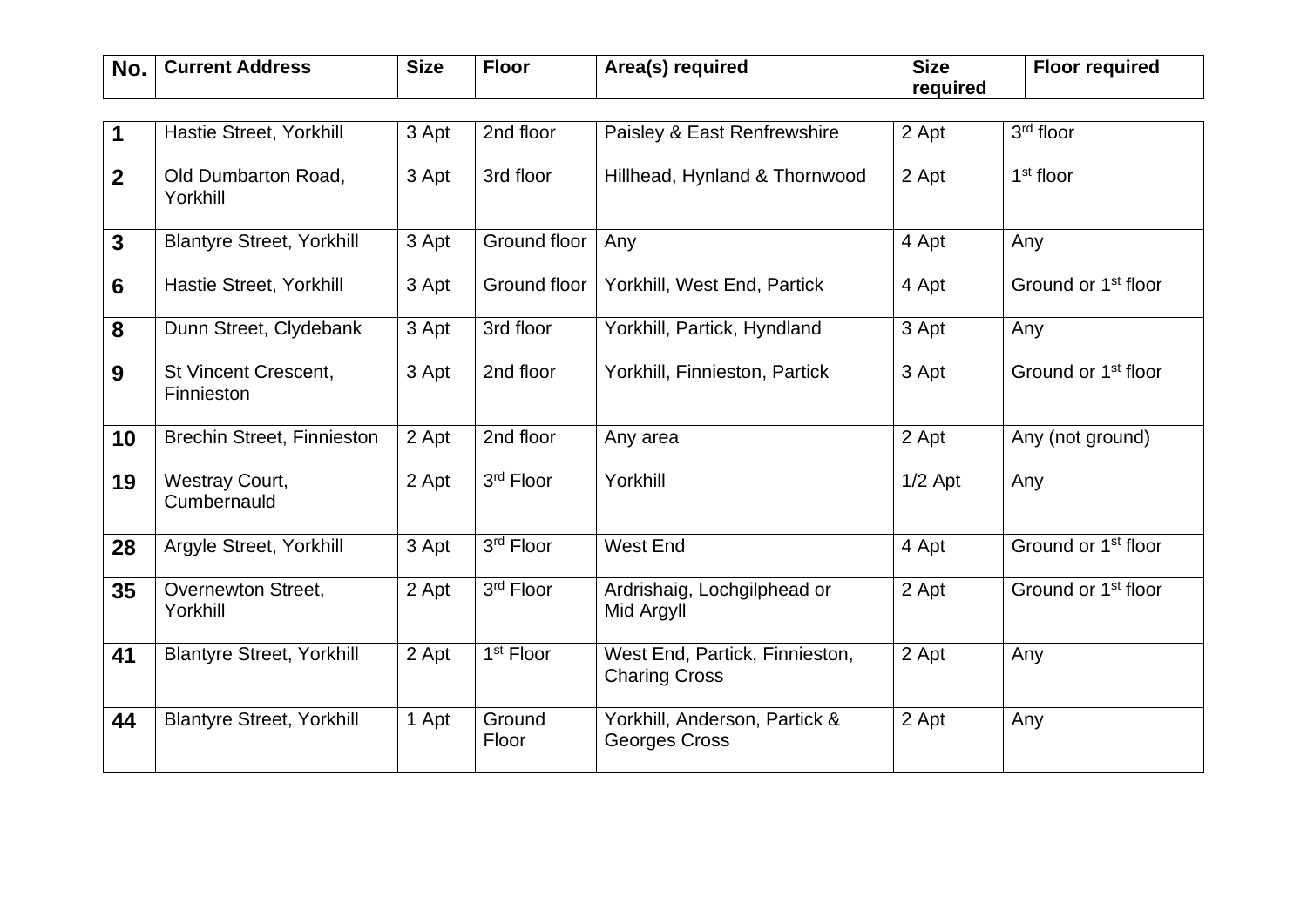| No. | Current Address | Size | Floor | Area(s) required | Size required | Floor required |
|---|---|---|---|---|---|---|
| **1** | Hastie Street, Yorkhill | 3 Apt | 2nd floor | Paisley & East Renfrewshire | 2 Apt | 3rd floor |
| **2** | Old Dumbarton Road, Yorkhill | 3 Apt | 3rd floor | Hillhead, Hynland & Thornwood | 2 Apt | 1st floor |
| **3** | Blantyre Street, Yorkhill | 3 Apt | Ground floor | Any | 4 Apt | Any |
| **6** | Hastie Street, Yorkhill | 3 Apt | Ground floor | Yorkhill, West End, Partick | 4 Apt | Ground or 1st floor |
| **8** | Dunn Street, Clydebank | 3 Apt | 3rd floor | Yorkhill, Partick, Hyndland | 3 Apt | Any |
| **9** | St Vincent Crescent, Finnieston | 3 Apt | 2nd floor | Yorkhill, Finnieston, Partick | 3 Apt | Ground or 1st floor |
| **10** | Brechin Street, Finnieston | 2 Apt | 2nd floor | Any area | 2 Apt | Any (not ground) |
| **19** | Westray Court, Cumbernauld | 2 Apt | 3rd Floor | Yorkhill | 1/2 Apt | Any |
| **28** | Argyle Street, Yorkhill | 3 Apt | 3rd Floor | West End | 4 Apt | Ground or 1st floor |
| **35** | Overnewton Street, Yorkhill | 2 Apt | 3rd Floor | Ardrishaig, Lochgilphead or Mid Argyll | 2 Apt | Ground or 1st floor |
| **41** | Blantyre Street, Yorkhill | 2 Apt | 1st Floor | West End, Partick, Finnieston, Charing Cross | 2 Apt | Any |
| **44** | Blantyre Street, Yorkhill | 1 Apt | Ground Floor | Yorkhill, Anderson, Partick & Georges Cross | 2 Apt | Any |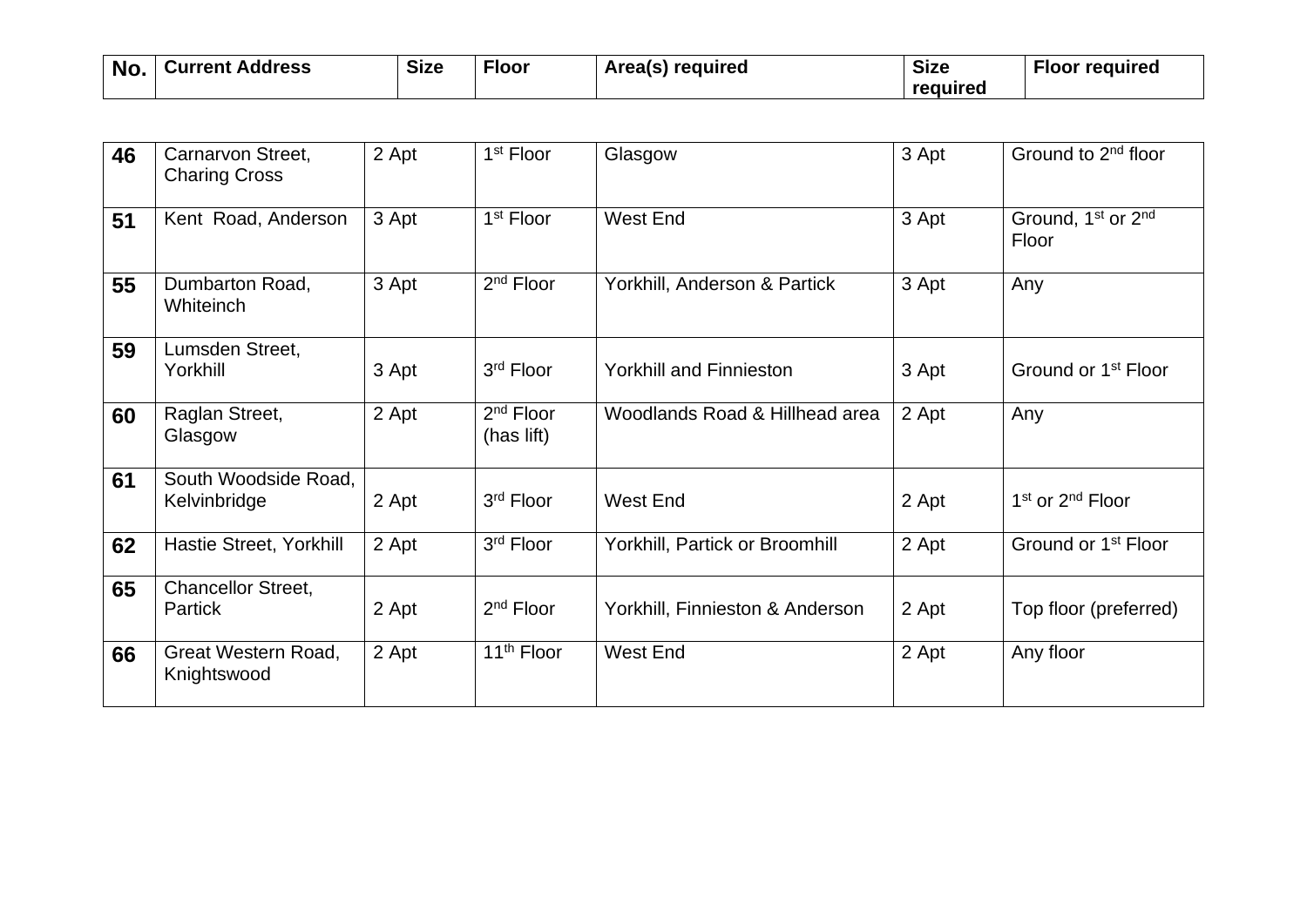| No. | Current Address | Size | Floor | Area(s) required | Size required | Floor required |
|---|---|---|---|---|---|---|
| **46** | Carnarvon Street, Charing Cross | 2 Apt | 1st Floor | Glasgow | 3 Apt | Ground to 2nd floor |
| **51** | Kent  Road, Anderson | 3 Apt | 1st Floor | West End | 3 Apt | Ground, 1st or 2nd Floor |
| **55** | Dumbarton Road, Whiteinch | 3 Apt | 2nd Floor | Yorkhill, Anderson & Partick | 3 Apt | Any |
| **59** | Lumsden Street, Yorkhill | 3 Apt | 3rd Floor | Yorkhill and Finnieston | 3 Apt | Ground or 1st Floor |
| **60** | Raglan Street, Glasgow | 2 Apt | 2nd Floor (has lift) | Woodlands Road & Hillhead area | 2 Apt | Any |
| **61** | South Woodside Road, Kelvinbridge | 2 Apt | 3rd Floor | West End | 2 Apt | 1st or 2nd Floor |
| **62** | Hastie Street, Yorkhill | 2 Apt | 3rd Floor | Yorkhill, Partick or Broomhill | 2 Apt | Ground or 1st Floor |
| **65** | Chancellor Street, Partick | 2 Apt | 2nd Floor | Yorkhill, Finnieston & Anderson | 2 Apt | Top floor (preferred) |
| **66** | Great Western Road, Knightswood | 2 Apt | 11th Floor | West End | 2 Apt | Any floor |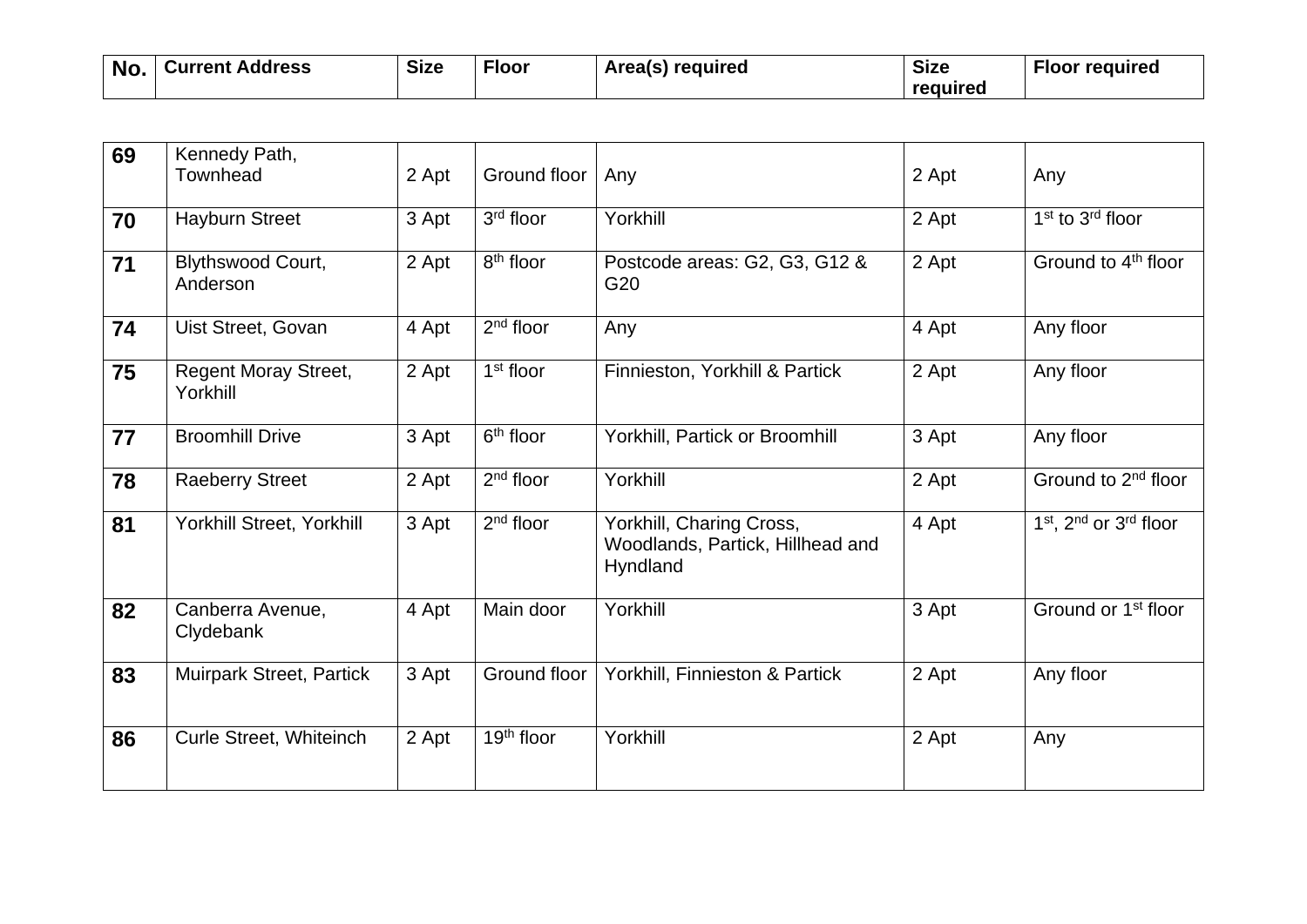| No. | Current Address | Size | Floor | Area(s) required | Size required | Floor required |
|---|---|---|---|---|---|---|
| **69** | Kennedy Path, Townhead | 2 Apt | Ground floor | Any | 2 Apt | Any |
| **70** | Hayburn Street | 3 Apt | 3rd floor | Yorkhill | 2 Apt | 1st to 3rd floor |
| **71** | Blythswood Court, Anderson | 2 Apt | 8th floor | Postcode areas: G2, G3, G12 & G20 | 2 Apt | Ground to 4th floor |
| **74** | Uist Street, Govan | 4 Apt | 2nd floor | Any | 4 Apt | Any floor |
| **75** | Regent Moray Street, Yorkhill | 2 Apt | 1st floor | Finnieston, Yorkhill & Partick | 2 Apt | Any floor |
| **77** | Broomhill Drive | 3 Apt | 6th floor | Yorkhill, Partick or Broomhill | 3 Apt | Any floor |
| **78** | Raeberry Street | 2 Apt | 2nd floor | Yorkhill | 2 Apt | Ground to 2nd floor |
| **81** | Yorkhill Street, Yorkhill | 3 Apt | 2nd floor | Yorkhill, Charing Cross, Woodlands, Partick, Hillhead and Hyndland | 4 Apt | 1st, 2nd or 3rd floor |
| **82** | Canberra Avenue, Clydebank | 4 Apt | Main door | Yorkhill | 3 Apt | Ground or 1st floor |
| **83** | Muirpark Street, Partick | 3 Apt | Ground floor | Yorkhill, Finnieston & Partick | 2 Apt | Any floor |
| **86** | Curle Street, Whiteinch | 2 Apt | 19th floor | Yorkhill | 2 Apt | Any |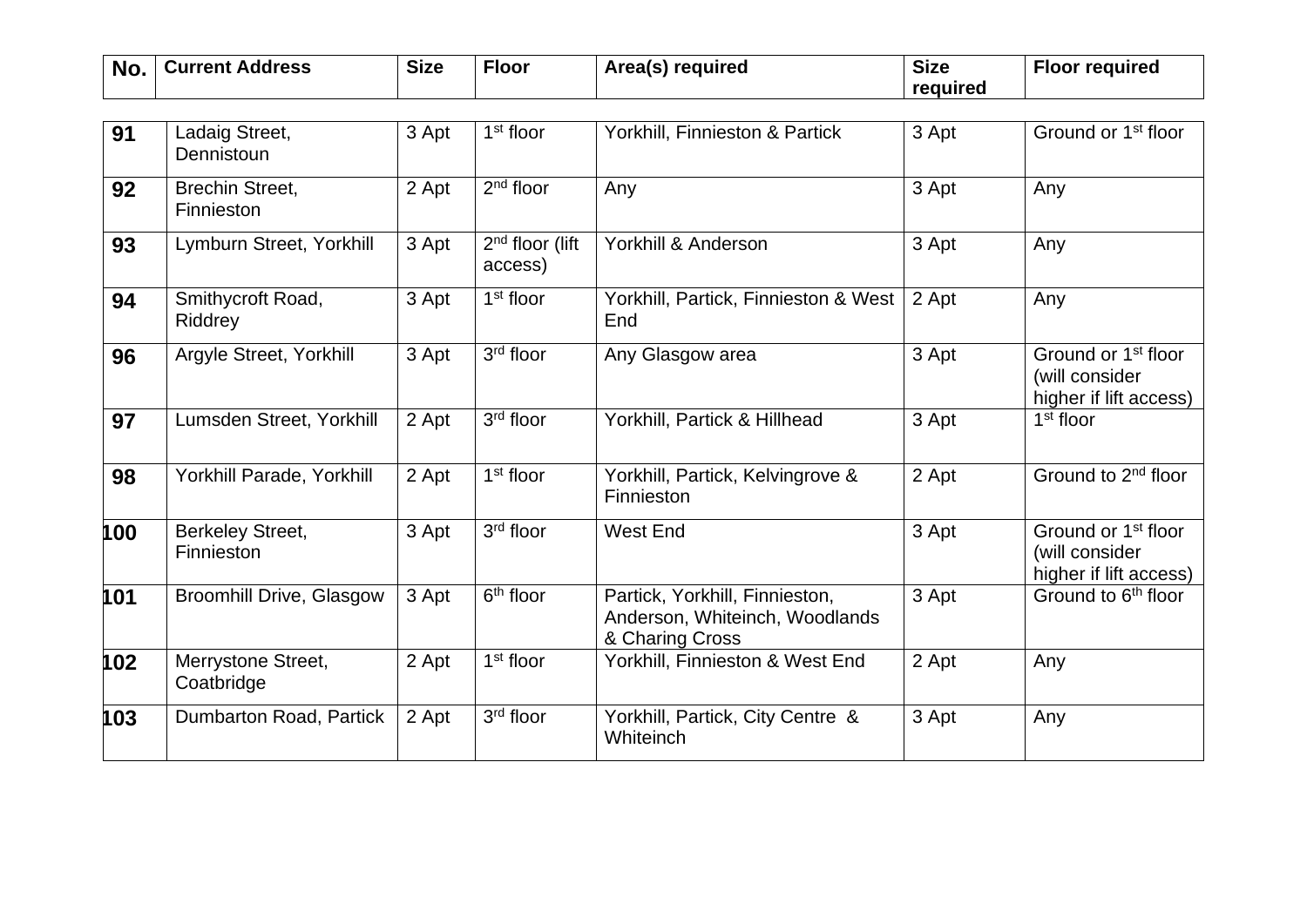| No. | Current Address | Size | Floor | Area(s) required | Size required | Floor required |
|---|---|---|---|---|---|---|
| 91 | Ladaig Street, Dennistoun | 3 Apt | 1st floor | Yorkhill, Finnieston & Partick | 3 Apt | Ground or 1st floor |
| 92 | Brechin Street, Finnieston | 2 Apt | 2nd floor | Any | 3 Apt | Any |
| 93 | Lymburn Street, Yorkhill | 3 Apt | 2nd floor (lift access) | Yorkhill & Anderson | 3 Apt | Any |
| 94 | Smithycroft Road, Riddrey | 3 Apt | 1st floor | Yorkhill, Partick, Finnieston & West End | 2 Apt | Any |
| 96 | Argyle Street, Yorkhill | 3 Apt | 3rd floor | Any Glasgow area | 3 Apt | Ground or 1st floor (will consider higher if lift access) |
| 97 | Lumsden Street, Yorkhill | 2 Apt | 3rd floor | Yorkhill, Partick & Hillhead | 3 Apt | 1st floor |
| 98 | Yorkhill Parade, Yorkhill | 2 Apt | 1st floor | Yorkhill, Partick, Kelvingrove & Finnieston | 2 Apt | Ground to 2nd floor |
| 100 | Berkeley Street, Finnieston | 3 Apt | 3rd floor | West End | 3 Apt | Ground or 1st floor (will consider higher if lift access) |
| 101 | Broomhill Drive, Glasgow | 3 Apt | 6th floor | Partick, Yorkhill, Finnieston, Anderson, Whiteinch, Woodlands & Charing Cross | 3 Apt | Ground to 6th floor |
| 102 | Merrystone Street, Coatbridge | 2 Apt | 1st floor | Yorkhill, Finnieston & West End | 2 Apt | Any |
| 103 | Dumbarton Road, Partick | 2 Apt | 3rd floor | Yorkhill, Partick, City Centre & Whiteinch | 3 Apt | Any |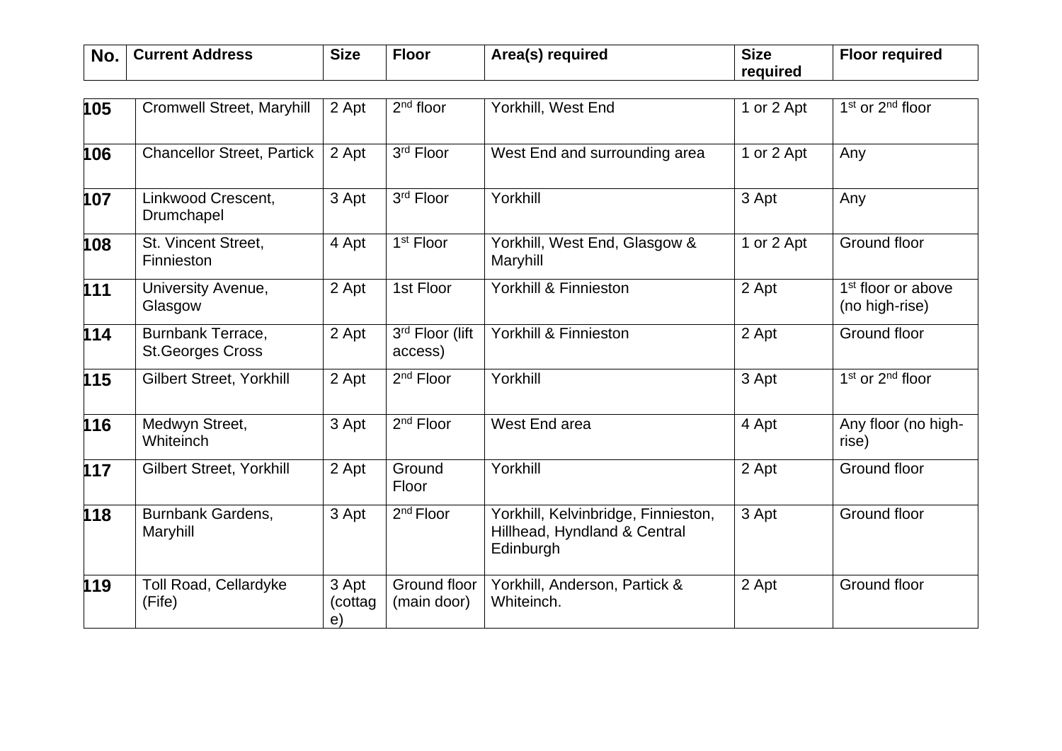| No. | Current Address | Size | Floor | Area(s) required | Size required | Floor required |
|---|---|---|---|---|---|---|
| **105** | Cromwell Street, Maryhill | 2 Apt | 2nd floor | Yorkhill, West End | 1 or 2 Apt | 1st or 2nd floor |
| **106** | Chancellor Street, Partick | 2 Apt | 3rd Floor | West End and surrounding area | 1 or 2 Apt | Any |
| **107** | Linkwood Crescent, Drumchapel | 3 Apt | 3rd Floor | Yorkhill | 3 Apt | Any |
| **108** | St. Vincent Street, Finnieston | 4 Apt | 1st Floor | Yorkhill, West End, Glasgow & Maryhill | 1 or 2 Apt | Ground floor |
| **111** | University Avenue, Glasgow | 2 Apt | 1st Floor | Yorkhill & Finnieston | 2 Apt | 1st floor or above (no high-rise) |
| **114** | Burnbank Terrace, St.Georges Cross | 2 Apt | 3rd Floor (lift access) | Yorkhill & Finnieston | 2 Apt | Ground floor |
| **115** | Gilbert Street, Yorkhill | 2 Apt | 2nd Floor | Yorkhill | 3 Apt | 1st or 2nd floor |
| **116** | Medwyn Street, Whiteinch | 3 Apt | 2nd Floor | West End area | 4 Apt | Any floor (no high-rise) |
| **117** | Gilbert Street, Yorkhill | 2 Apt | Ground Floor | Yorkhill | 2 Apt | Ground floor |
| **118** | Burnbank Gardens, Maryhill | 3 Apt | 2nd Floor | Yorkhill, Kelvinbridge, Finnieston, Hillhead, Hyndland & Central Edinburgh | 3 Apt | Ground floor |
| **119** | Toll Road, Cellardyke (Fife) | 3 Apt (cottage) | Ground floor (main door) | Yorkhill, Anderson, Partick & Whiteinch. | 2 Apt | Ground floor |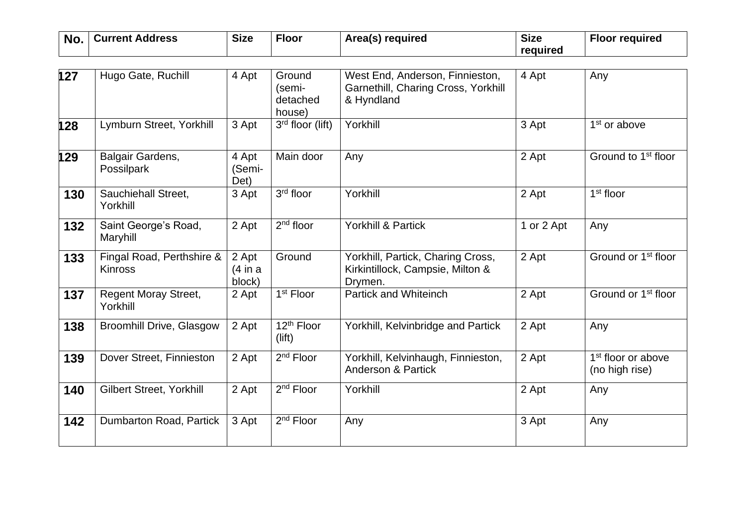| No. | Current Address | Size | Floor | Area(s) required | Size required | Floor required |
|---|---|---|---|---|---|---|
| 127 | Hugo Gate, Ruchill | 4 Apt | Ground (semi-detached house) | West End, Anderson, Finnieston, Garnethill, Charing Cross, Yorkhill & Hyndland | 4 Apt | Any |
| 128 | Lymburn Street, Yorkhill | 3 Apt | 3rd floor (lift) | Yorkhill | 3 Apt | 1st or above |
| 129 | Balgair Gardens, Possilpark | 4 Apt (Semi-Det) | Main door | Any | 2 Apt | Ground to 1st floor |
| 130 | Sauchiehall Street, Yorkhill | 3 Apt | 3rd floor | Yorkhill | 2 Apt | 1st floor |
| 132 | Saint George's Road, Maryhill | 2 Apt | 2nd floor | Yorkhill & Partick | 1 or 2 Apt | Any |
| 133 | Fingal Road, Perthshire & Kinross | 2 Apt (4 in a block) | Ground | Yorkhill, Partick, Charing Cross, Kirkintillock, Campsie, Milton & Drymen. | 2 Apt | Ground or 1st floor |
| 137 | Regent Moray Street, Yorkhill | 2 Apt | 1st Floor | Partick and Whiteinch | 2 Apt | Ground or 1st floor |
| 138 | Broomhill Drive, Glasgow | 2 Apt | 12th Floor (lift) | Yorkhill, Kelvinbridge and Partick | 2 Apt | Any |
| 139 | Dover Street, Finnieston | 2 Apt | 2nd Floor | Yorkhill, Kelvinhaugh, Finnieston, Anderson & Partick | 2 Apt | 1st floor or above (no high rise) |
| 140 | Gilbert Street, Yorkhill | 2 Apt | 2nd Floor | Yorkhill | 2 Apt | Any |
| 142 | Dumbarton Road, Partick | 3 Apt | 2nd Floor | Any | 3 Apt | Any |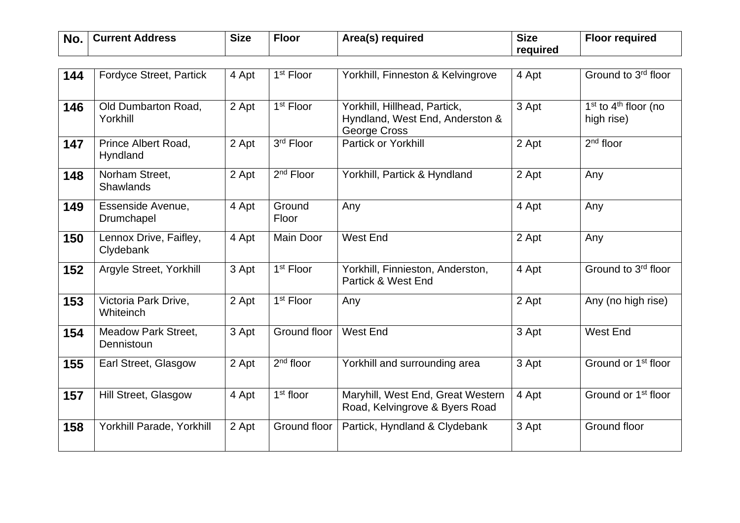| No. | Current Address | Size | Floor | Area(s) required | Size required | Floor required |
|---|---|---|---|---|---|---|
| 144 | Fordyce Street, Partick | 4 Apt | 1st Floor | Yorkhill, Finneston & Kelvingrove | 4 Apt | Ground to 3rd floor |
| 146 | Old Dumbarton Road, Yorkhill | 2 Apt | 1st Floor | Yorkhill, Hillhead, Partick, Hyndland, West End, Anderston & George Cross | 3 Apt | 1st to 4th floor (no high rise) |
| 147 | Prince Albert Road, Hyndland | 2 Apt | 3rd Floor | Partick or Yorkhill | 2 Apt | 2nd floor |
| 148 | Norham Street, Shawlands | 2 Apt | 2nd Floor | Yorkhill, Partick & Hyndland | 2 Apt | Any |
| 149 | Essenside Avenue, Drumchapel | 4 Apt | Ground Floor | Any | 4 Apt | Any |
| 150 | Lennox Drive, Faifley, Clydebank | 4 Apt | Main Door | West End | 2 Apt | Any |
| 152 | Argyle Street, Yorkhill | 3 Apt | 1st Floor | Yorkhill, Finnieston, Anderston, Partick & West End | 4 Apt | Ground to 3rd floor |
| 153 | Victoria Park Drive, Whiteinch | 2 Apt | 1st Floor | Any | 2 Apt | Any (no high rise) |
| 154 | Meadow Park Street, Dennistoun | 3 Apt | Ground floor | West End | 3 Apt | West End |
| 155 | Earl Street, Glasgow | 2 Apt | 2nd floor | Yorkhill and surrounding area | 3 Apt | Ground or 1st floor |
| 157 | Hill Street, Glasgow | 4 Apt | 1st floor | Maryhill, West End, Great Western Road, Kelvingrove & Byers Road | 4 Apt | Ground or 1st floor |
| 158 | Yorkhill Parade, Yorkhill | 2 Apt | Ground floor | Partick, Hyndland & Clydebank | 3 Apt | Ground floor |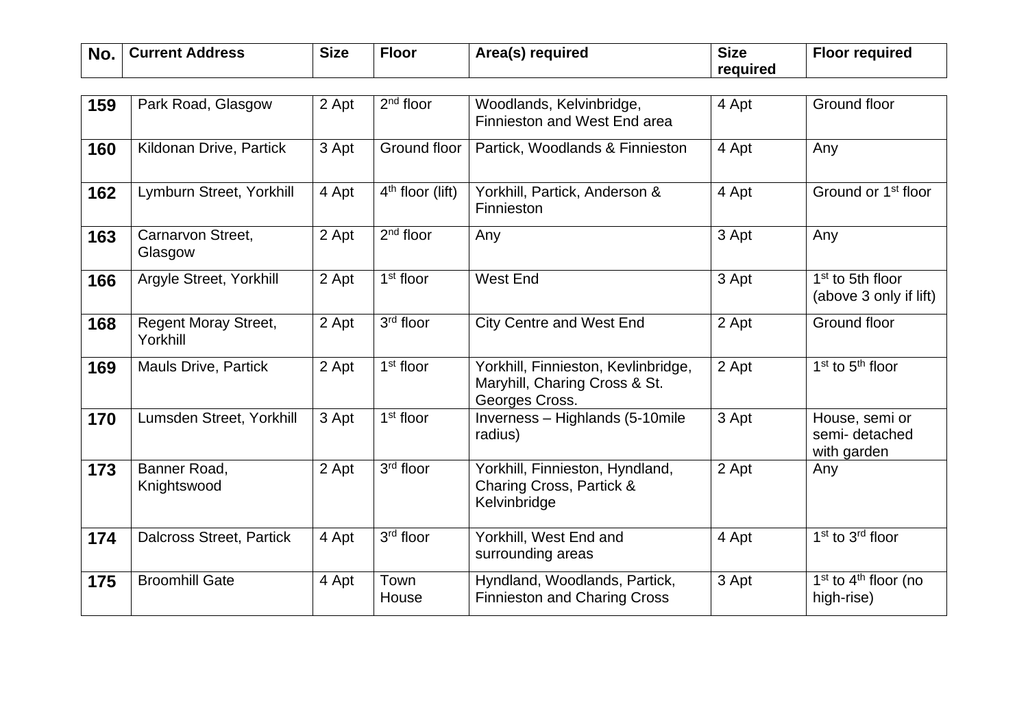| No. | Current Address | Size | Floor | Area(s) required | Size required | Floor required |
|---|---|---|---|---|---|---|
| **159** | Park Road, Glasgow | 2 Apt | 2nd floor | Woodlands, Kelvinbridge, Finnieston and West End area | 4 Apt | Ground floor |
| **160** | Kildonan Drive, Partick | 3 Apt | Ground floor | Partick, Woodlands & Finnieston | 4 Apt | Any |
| **162** | Lymburn Street, Yorkhill | 4 Apt | 4th floor (lift) | Yorkhill, Partick, Anderson & Finnieston | 4 Apt | Ground or 1st floor |
| **163** | Carnarvon Street, Glasgow | 2 Apt | 2nd floor | Any | 3 Apt | Any |
| **166** | Argyle Street, Yorkhill | 2 Apt | 1st floor | West End | 3 Apt | 1st to 5th floor (above 3 only if lift) |
| **168** | Regent Moray Street, Yorkhill | 2 Apt | 3rd floor | City Centre and West End | 2 Apt | Ground floor |
| **169** | Mauls Drive, Partick | 2 Apt | 1st floor | Yorkhill, Finnieston, Kevlinbridge, Maryhill, Charing Cross & St. Georges Cross. | 2 Apt | 1st to 5th floor |
| **170** | Lumsden Street, Yorkhill | 3 Apt | 1st floor | Inverness – Highlands (5-10mile radius) | 3 Apt | House, semi or semi- detached with garden |
| **173** | Banner Road, Knightswood | 2 Apt | 3rd floor | Yorkhill, Finnieston, Hyndland, Charing Cross, Partick & Kelvinbridge | 2 Apt | Any |
| **174** | Dalcross Street, Partick | 4 Apt | 3rd floor | Yorkhill, West End and surrounding areas | 4 Apt | 1st to 3rd floor |
| **175** | Broomhill Gate | 4 Apt | Town House | Hyndland, Woodlands, Partick, Finnieston and Charing Cross | 3 Apt | 1st to 4th floor (no high-rise) |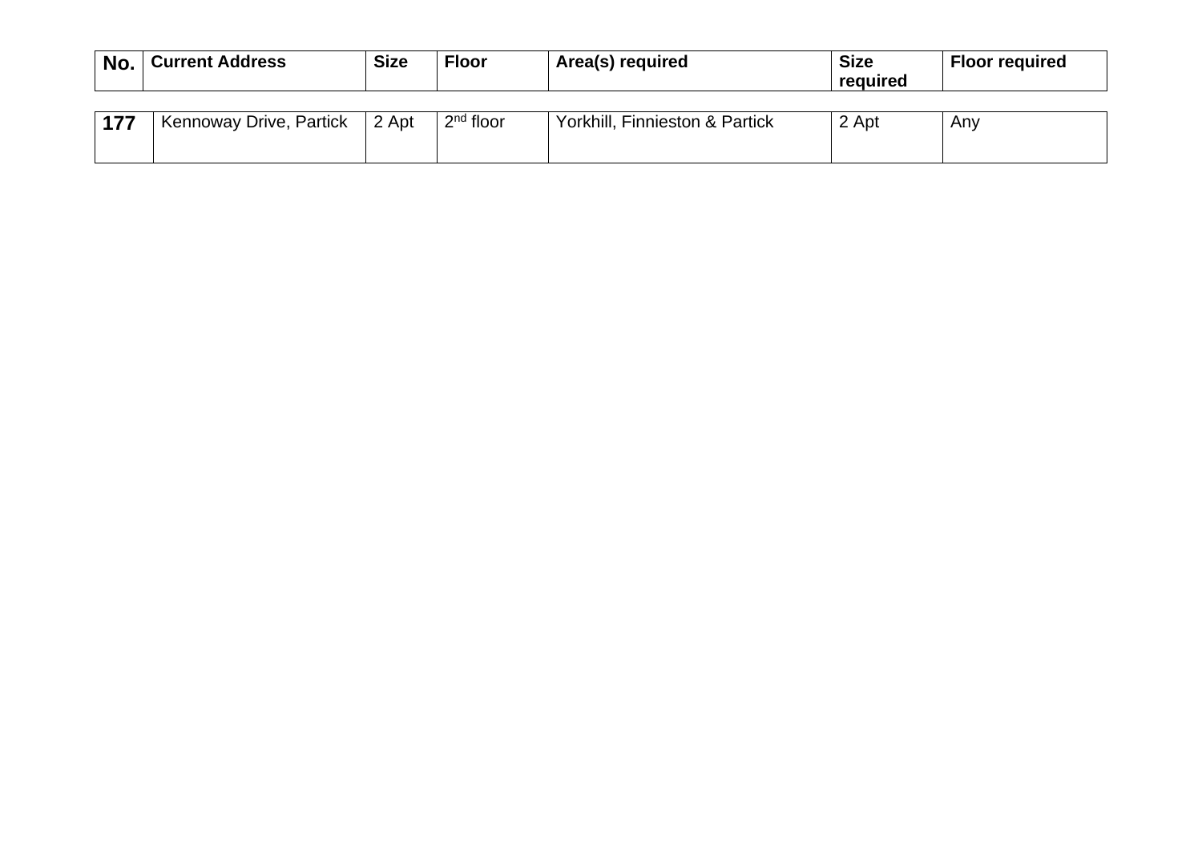| No. | Current Address | Size | Floor | Area(s) required | Size required | Floor required |
|---|---|---|---|---|---|---|
| **177** | Kennoway Drive, Partick | 2 Apt | 2nd floor | Yorkhill, Finnieston & Partick | 2 Apt | Any |